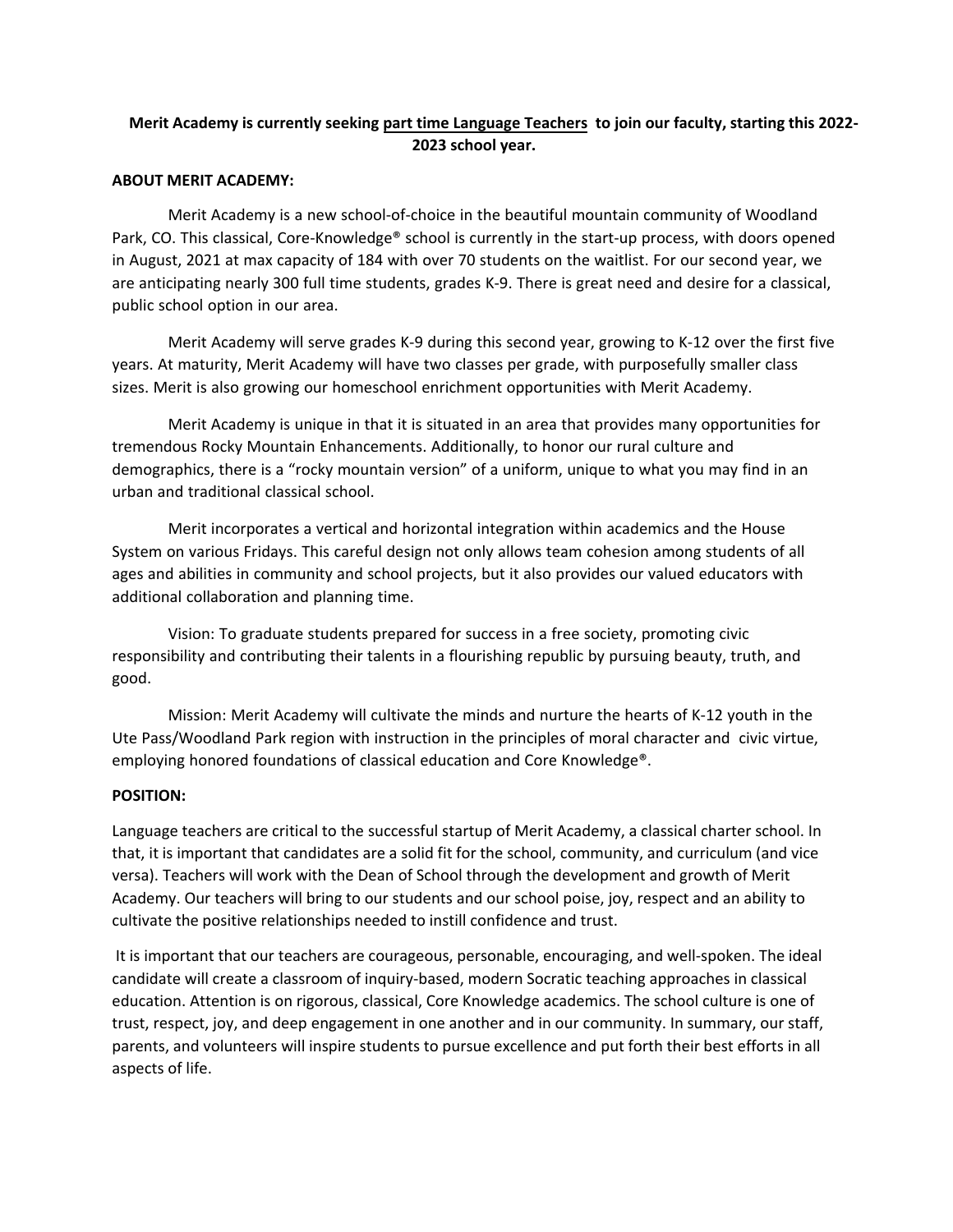**Merit Academy is currently seeking part time Language Teachers to join our faculty, starting this 2022-2023 school year.**

**ABOUT MERIT ACADEMY:**

Merit Academy is a new school-of-choice in the beautiful mountain community of Woodland Park, CO. This classical, Core-Knowledge® school is currently in the start-up process, with doors opened in August, 2021 at max capacity of 184 with over 70 students on the waitlist. For our second year, we are anticipating nearly 300 full time students, grades K-9. There is great need and desire for a classical, public school option in our area.

Merit Academy will serve grades K-9 during this second year, growing to K-12 over the first five years. At maturity, Merit Academy will have two classes per grade, with purposefully smaller class sizes. Merit is also growing our homeschool enrichment opportunities with Merit Academy.

Merit Academy is unique in that it is situated in an area that provides many opportunities for tremendous Rocky Mountain Enhancements. Additionally, to honor our rural culture and demographics, there is a "rocky mountain version" of a uniform, unique to what you may find in an urban and traditional classical school.

Merit incorporates a vertical and horizontal integration within academics and the House System on various Fridays. This careful design not only allows team cohesion among students of all ages and abilities in community and school projects, but it also provides our valued educators with additional collaboration and planning time.

Vision: To graduate students prepared for success in a free society, promoting civic responsibility and contributing their talents in a flourishing republic by pursuing beauty, truth, and good.

Mission: Merit Academy will cultivate the minds and nurture the hearts of K-12 youth in the Ute Pass/Woodland Park region with instruction in the principles of moral character and civic virtue, employing honored foundations of classical education and Core Knowledge®.

**POSITION:**

Language teachers are critical to the successful startup of Merit Academy, a classical charter school. In that, it is important that candidates are a solid fit for the school, community, and curriculum (and vice versa). Teachers will work with the Dean of School through the development and growth of Merit Academy. Our teachers will bring to our students and our school poise, joy, respect and an ability to cultivate the positive relationships needed to instill confidence and trust.

It is important that our teachers are courageous, personable, encouraging, and well-spoken. The ideal candidate will create a classroom of inquiry-based, modern Socratic teaching approaches in classical education. Attention is on rigorous, classical, Core Knowledge academics. The school culture is one of trust, respect, joy, and deep engagement in one another and in our community. In summary, our staff, parents, and volunteers will inspire students to pursue excellence and put forth their best efforts in all aspects of life.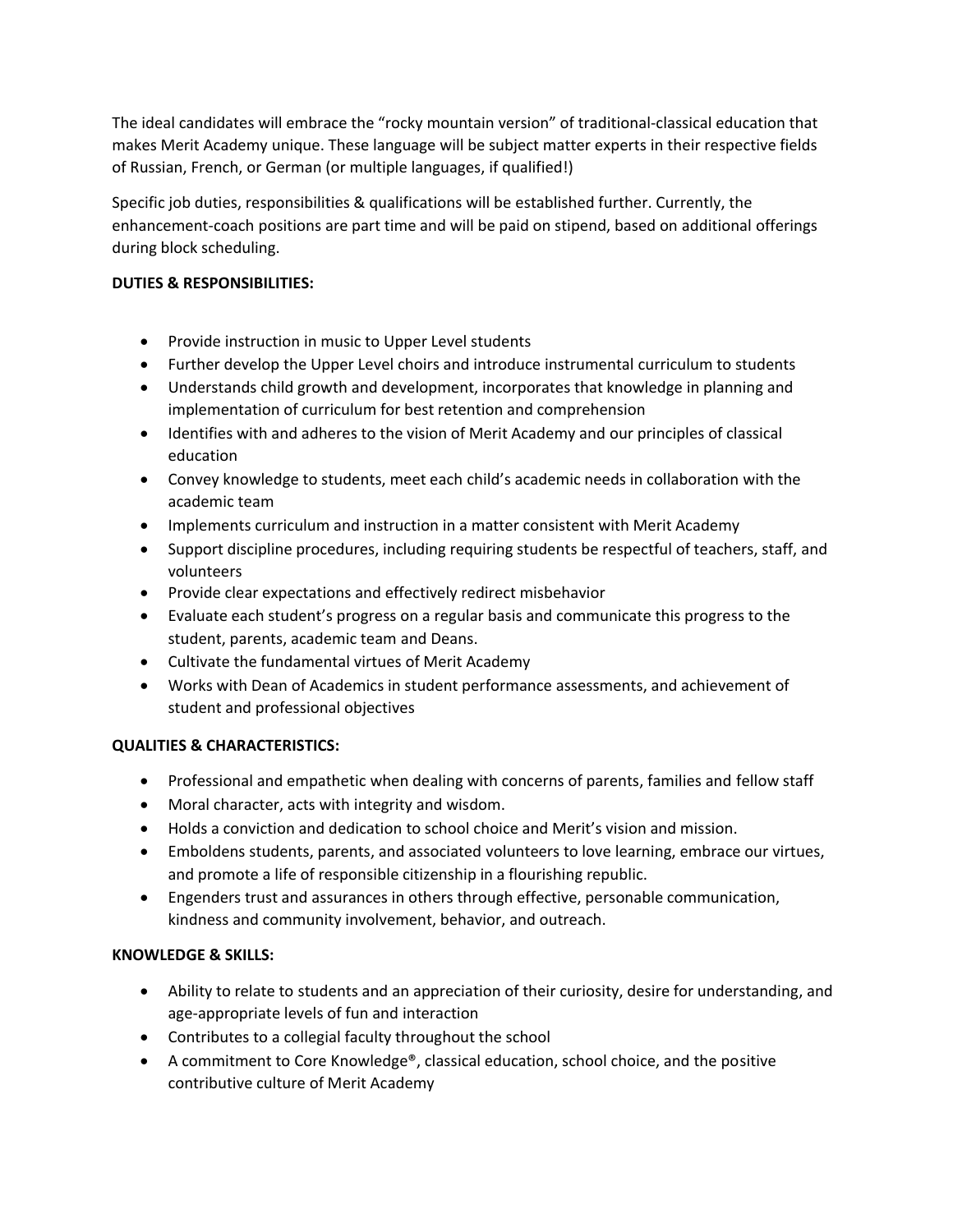The ideal candidates will embrace the "rocky mountain version" of traditional-classical education that makes Merit Academy unique. These language will be subject matter experts in their respective fields of Russian, French, or German (or multiple languages, if qualified!)

Specific job duties, responsibilities & qualifications will be established further. Currently, the enhancement-coach positions are part time and will be paid on stipend, based on additional offerings during block scheduling.

**DUTIES & RESPONSIBILITIES:**

- Provide instruction in music to Upper Level students
- Further develop the Upper Level choirs and introduce instrumental curriculum to students
- Understands child growth and development, incorporates that knowledge in planning and implementation of curriculum for best retention and comprehension
- Identifies with and adheres to the vision of Merit Academy and our principles of classical education
- Convey knowledge to students, meet each child's academic needs in collaboration with the academic team
- Implements curriculum and instruction in a matter consistent with Merit Academy
- Support discipline procedures, including requiring students be respectful of teachers, staff, and volunteers
- Provide clear expectations and effectively redirect misbehavior
- Evaluate each student's progress on a regular basis and communicate this progress to the student, parents, academic team and Deans.
- Cultivate the fundamental virtues of Merit Academy
- Works with Dean of Academics in student performance assessments, and achievement of student and professional objectives

**QUALITIES & CHARACTERISTICS:**

- Professional and empathetic when dealing with concerns of parents, families and fellow staff
- Moral character, acts with integrity and wisdom.
- Holds a conviction and dedication to school choice and Merit's vision and mission.
- Emboldens students, parents, and associated volunteers to love learning, embrace our virtues, and promote a life of responsible citizenship in a flourishing republic.
- Engenders trust and assurances in others through effective, personable communication, kindness and community involvement, behavior, and outreach.

**KNOWLEDGE & SKILLS:**

- Ability to relate to students and an appreciation of their curiosity, desire for understanding, and age-appropriate levels of fun and interaction
- Contributes to a collegial faculty throughout the school
- A commitment to Core Knowledge®, classical education, school choice, and the positive contributive culture of Merit Academy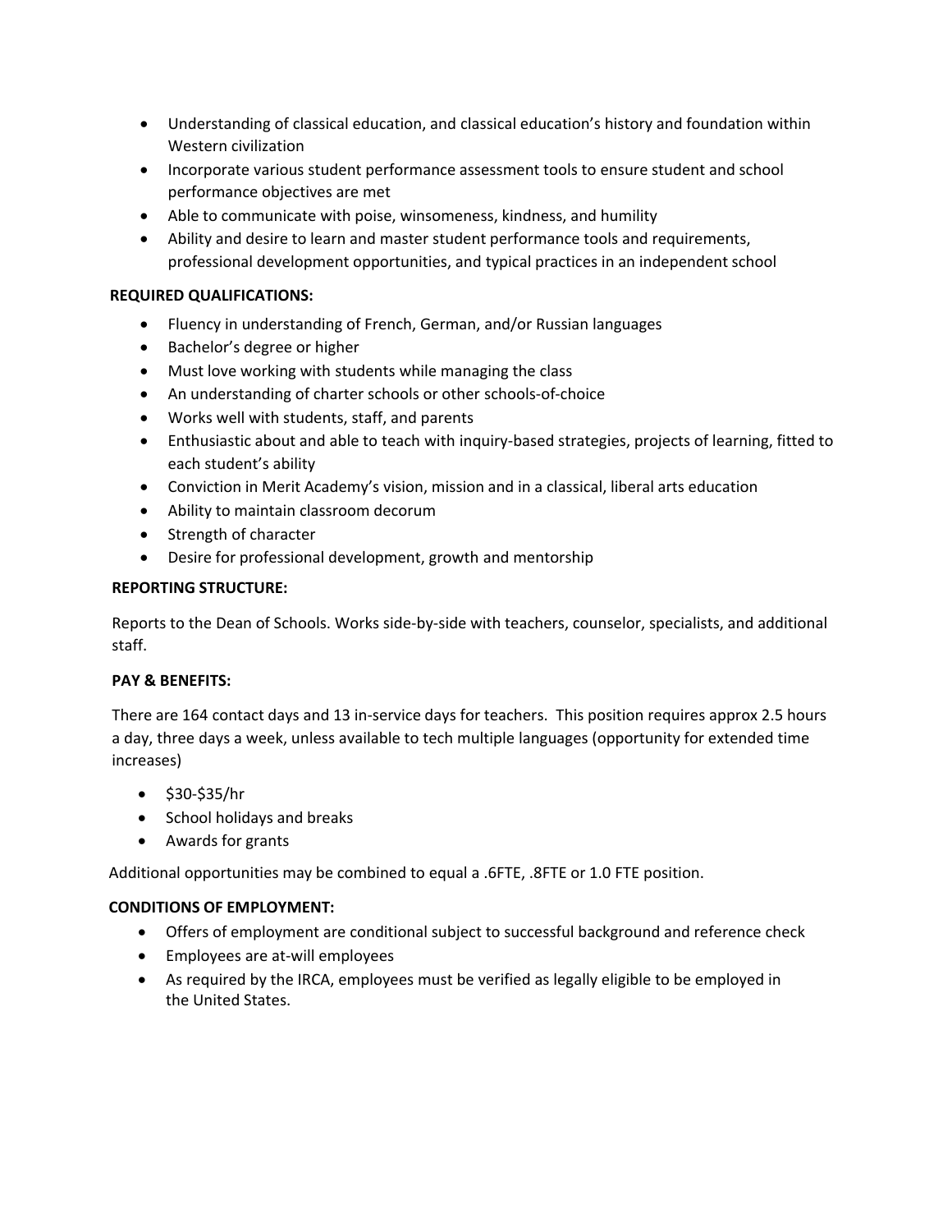- Understanding of classical education, and classical education's history and foundation within Western civilization
- Incorporate various student performance assessment tools to ensure student and school performance objectives are met
- Able to communicate with poise, winsomeness, kindness, and humility
- Ability and desire to learn and master student performance tools and requirements, professional development opportunities, and typical practices in an independent school

**REQUIRED QUALIFICATIONS:**

- Fluency in understanding of French, German, and/or Russian languages
- Bachelor's degree or higher
- Must love working with students while managing the class
- An understanding of charter schools or other schools-of-choice
- Works well with students, staff, and parents
- Enthusiastic about and able to teach with inquiry-based strategies, projects of learning, fitted to each student's ability
- Conviction in Merit Academy's vision, mission and in a classical, liberal arts education
- Ability to maintain classroom decorum
- Strength of character
- Desire for professional development, growth and mentorship

**REPORTING STRUCTURE:**

Reports to the Dean of Schools. Works side-by-side with teachers, counselor, specialists, and additional staff.

**PAY & BENEFITS:**

There are 164 contact days and 13 in-service days for teachers. This position requires approx 2.5 hours a day, three days a week, unless available to tech multiple languages (opportunity for extended time increases)

- $30-$35/hr
- School holidays and breaks
- Awards for grants

Additional opportunities may be combined to equal a .6FTE, .8FTE or 1.0 FTE position.

**CONDITIONS OF EMPLOYMENT:**

- Offers of employment are conditional subject to successful background and reference check
- Employees are at-will employees
- As required by the IRCA, employees must be verified as legally eligible to be employed in the United States.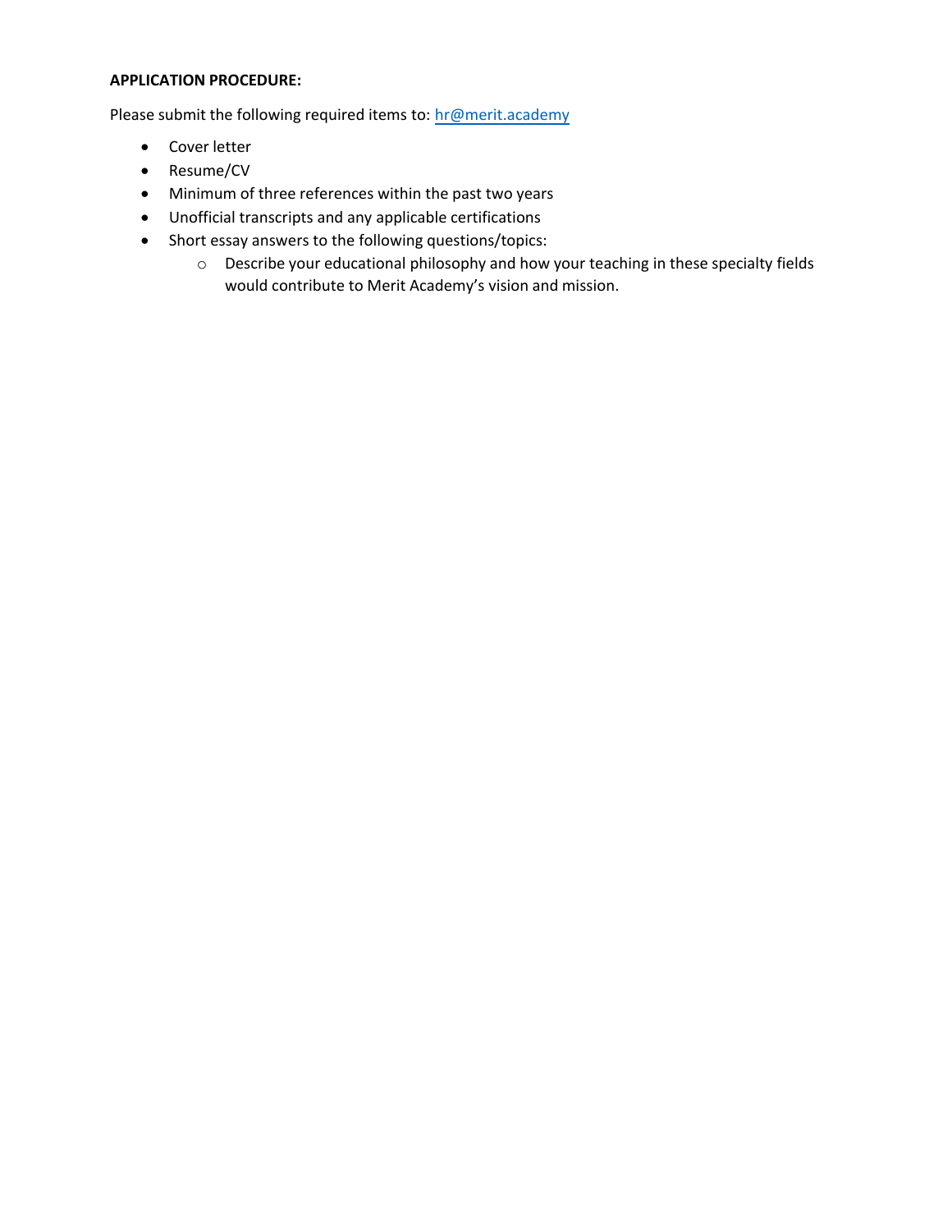**APPLICATION PROCEDURE:**

Please submit the following required items to: [hr@merit.academy](mailto:hr@merit.academy)

- Cover letter
- Resume/CV
- Minimum of three references within the past two years
- Unofficial transcripts and any applicable certifications
- Short essay answers to the following questions/topics:
  - Describe your educational philosophy and how your teaching in these specialty fields would contribute to Merit Academy's vision and mission.